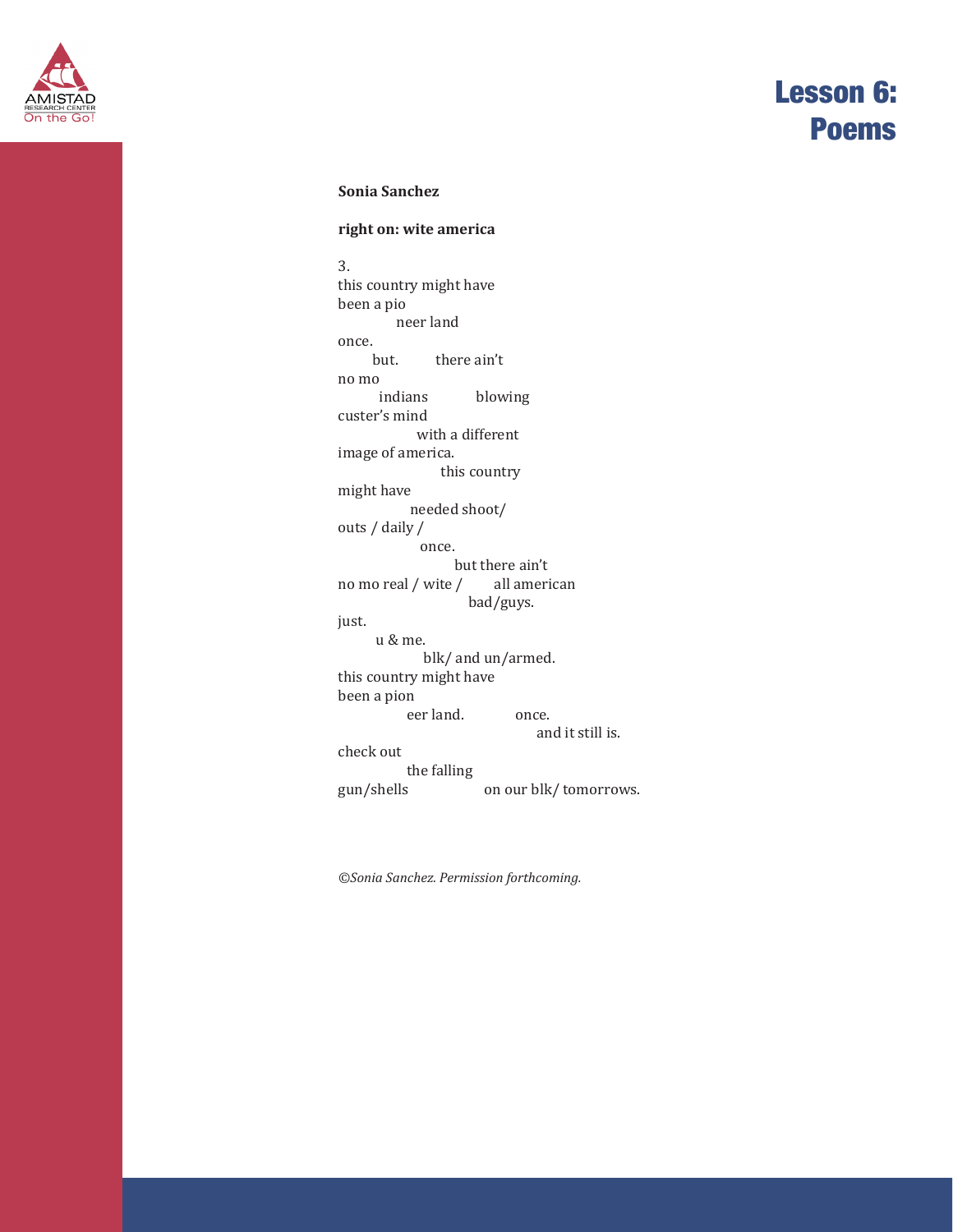# Lesson 6: Poems

**Sonia Sanchez**

**right on: wite america**

3.
this country might have
been a pio
            neer land
once.
       but.          there ain't
no mo
         indians            blowing
custer's mind
                  with a different
image of america.
                       this country
might have
                needed shoot/
outs / daily /
                  once.
                         but there ain't
no mo real / wite /        all american
                              bad/guys.
just.
       u & me.
                  blk/ and un/armed.
this country might have
been a pion
               eer land.             once.
                                       and it still is.
check out
               the falling
gun/shells                  on our blk/ tomorrows.

*©Sonia Sanchez. Permission forthcoming.*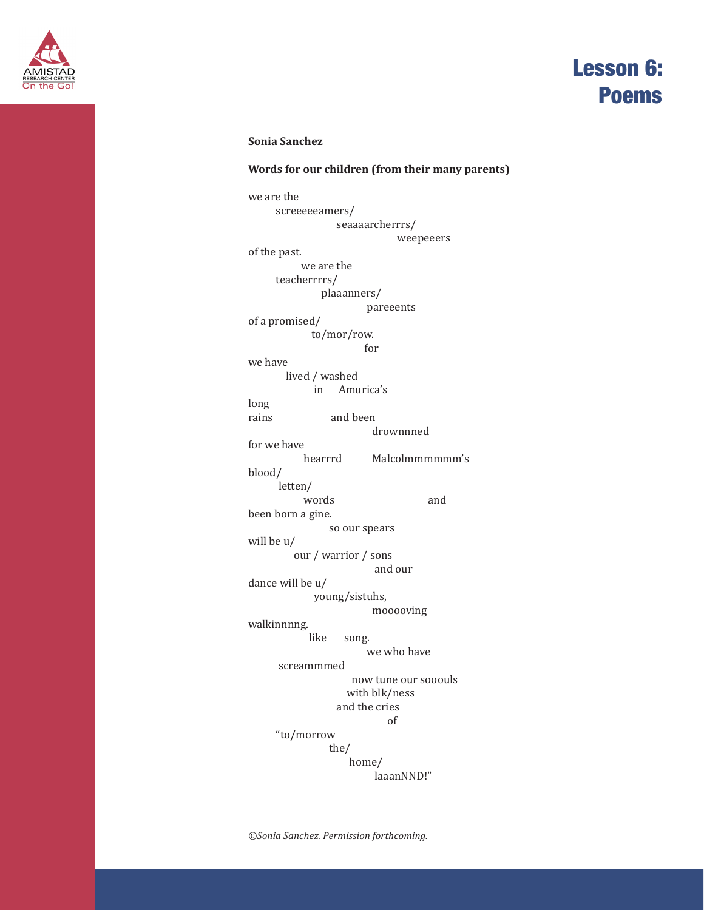# Lesson 6: Poems

**Sonia Sanchez**

**Words for our children (from their many parents)**

```
we are the
       screeeeeamers/
                       seaaaarcherrrs/
                                       weepeeers
of the past.
             we are the
       teacherrrrs/
                   plaaanners/
                             pareeents
of a promised/
               to/mor/row.
                             for
we have
         lived / washed
                in     Amurica's
long
rains                  and been
                               drownnned
for we have
             hearrrd         Malcolmmmmmm's
blood/
        letten/
             words                       and
been born a gine.
                  so our spears
will be u/
           our / warrior / sons
                                and our
dance will be u/
                young/sistuhs,
                               mooooving
walkinnnng.
              like     song.
                             we who have
       screammmed
                           now tune our sooouls
                          with blk/ness
                        and the cries
                                    of
      "to/morrow
                  the/
                       home/
                             laaanNND!"
```

*©Sonia Sanchez. Permission forthcoming.*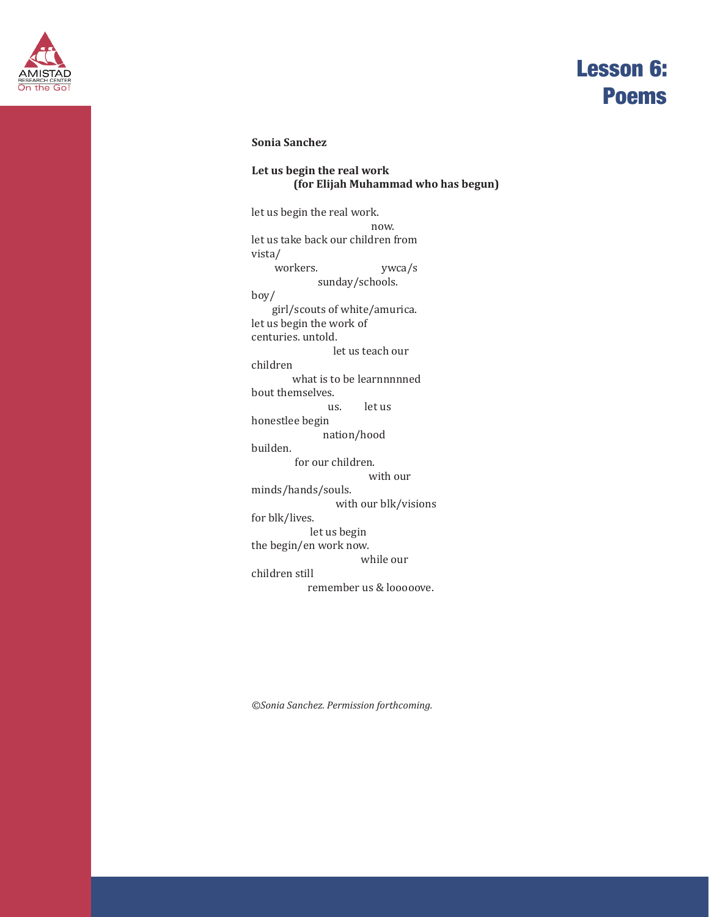# Lesson 6: Poems

**Sonia Sanchez**

**Let us begin the real work**
**(for Elijah Muhammad who has begun)**

let us begin the real work.
                                        now.
let us take back our children from
vista/
        workers.                    ywca/s
                    sunday/schools.
boy/
      girl/scouts of white/amurica.
let us begin the work of
centuries. untold.
                        let us teach our
children
            what is to be learnnnnned
bout themselves.
                        us.        let us
honestlee begin
                        nation/hood
builden.
            for our children.
                                with our
minds/hands/souls.
                        with our blk/visions
for blk/lives.
                  let us begin
the begin/en work now.
                                while our
children still
                  remember us & looooove.

*©Sonia Sanchez. Permission forthcoming.*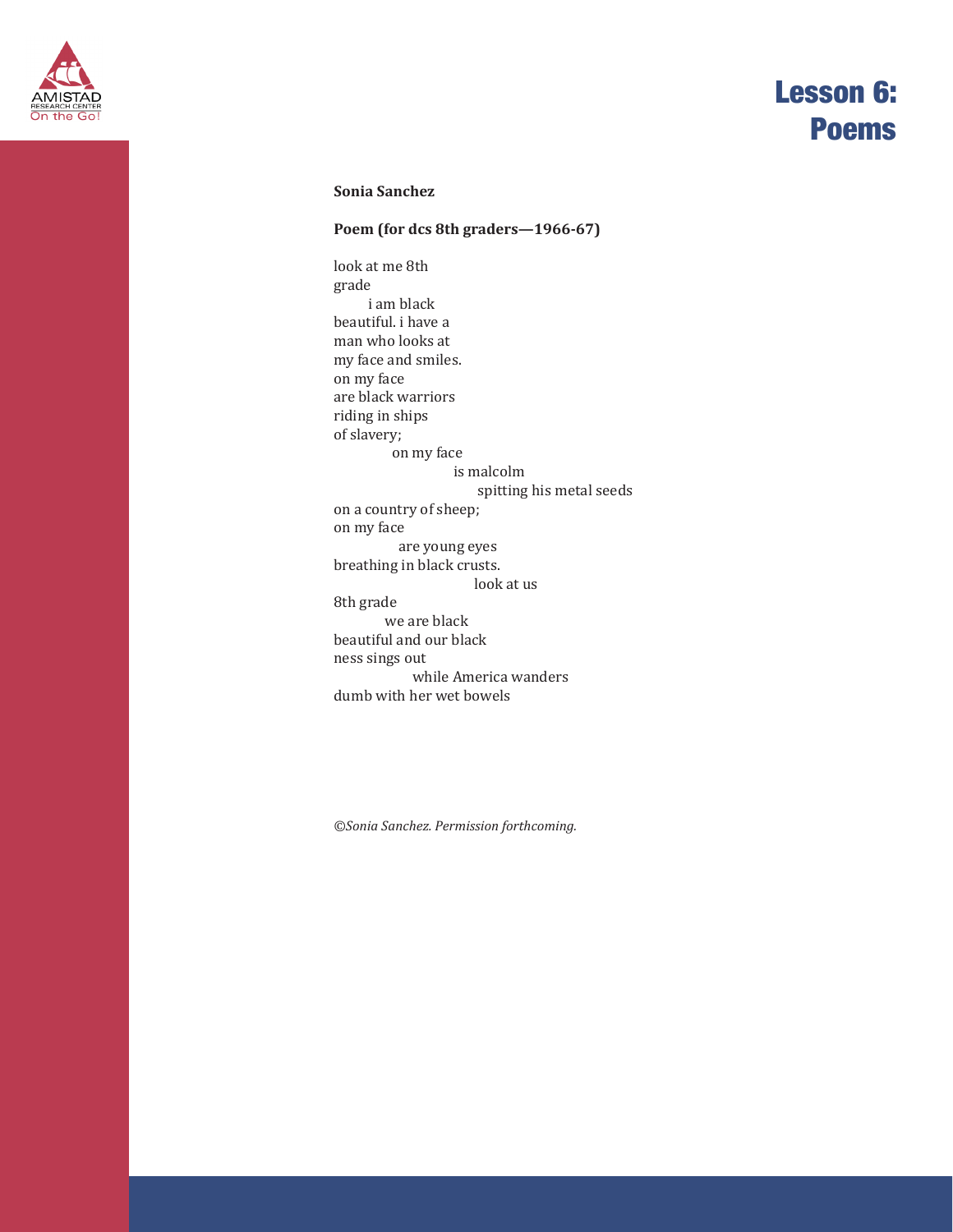**Sonia Sanchez**

**Poem (for dcs 8th graders—1966-67)**

look at me 8th  
grade  
    i am black  
beautiful. i have a  
man who looks at  
my face and smiles.  
on my face  
are black warriors  
riding in ships  
of slavery;  
        on my face  
                is malcolm  
                    spitting his metal seeds  
on a country of sheep;  
on my face  
        are young eyes  
breathing in black crusts.  
                    look at us  
8th grade  
    we are black  
beautiful and our black  
ness sings out  
            while America wanders  
dumb with her wet bowels

*©Sonia Sanchez. Permission forthcoming.*